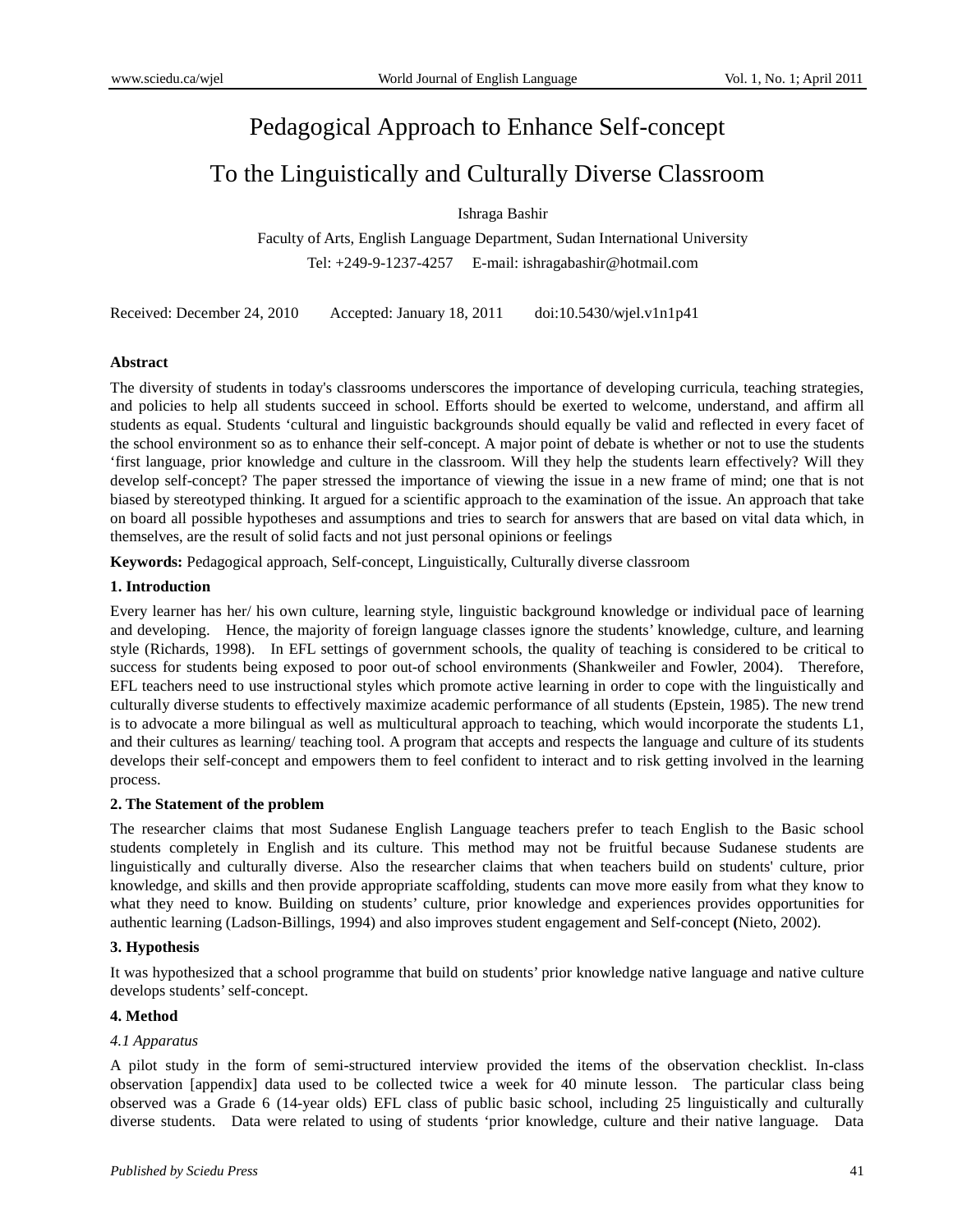# Pedagogical Approach to Enhance Self-concept To the Linguistically and Culturally Diverse Classroom

Ishraga Bashir

Faculty of Arts, English Language Department, Sudan International University

Tel: +249-9-1237-4257 E-mail: ishragabashir@hotmail.com

Received: December 24, 2010 Accepted: January 18, 2011 doi:10.5430/wjel.v1n1p41

**Abstract**

The diversity of students in today's classrooms underscores the importance of developing curricula, teaching strategies, and policies to help all students succeed in school. Efforts should be exerted to welcome, understand, and affirm all students as equal. Students 'cultural and linguistic backgrounds should equally be valid and reflected in every facet of the school environment so as to enhance their self-concept. A major point of debate is whether or not to use the students 'first language, prior knowledge and culture in the classroom. Will they help the students learn effectively? Will they develop self-concept? The paper stressed the importance of viewing the issue in a new frame of mind; one that is not biased by stereotyped thinking. It argued for a scientific approach to the examination of the issue. An approach that take on board all possible hypotheses and assumptions and tries to search for answers that are based on vital data which, in themselves, are the result of solid facts and not just personal opinions or feelings

**Keywords:** Pedagogical approach, Self-concept, Linguistically, Culturally diverse classroom

## 1. Introduction

Every learner has her/ his own culture, learning style, linguistic background knowledge or individual pace of learning and developing. Hence, the majority of foreign language classes ignore the students' knowledge, culture, and learning style (Richards, 1998). In EFL settings of government schools, the quality of teaching is considered to be critical to success for students being exposed to poor out-of school environments (Shankweiler and Fowler, 2004). Therefore, EFL teachers need to use instructional styles which promote active learning in order to cope with the linguistically and culturally diverse students to effectively maximize academic performance of all students (Epstein, 1985). The new trend is to advocate a more bilingual as well as multicultural approach to teaching, which would incorporate the students L1, and their cultures as learning/ teaching tool. A program that accepts and respects the language and culture of its students develops their self-concept and empowers them to feel confident to interact and to risk getting involved in the learning process.

## 2. The Statement of the problem

The researcher claims that most Sudanese English Language teachers prefer to teach English to the Basic school students completely in English and its culture. This method may not be fruitful because Sudanese students are linguistically and culturally diverse. Also the researcher claims that when teachers build on students' culture, prior knowledge, and skills and then provide appropriate scaffolding, students can move more easily from what they know to what they need to know. Building on students' culture, prior knowledge and experiences provides opportunities for authentic learning (Ladson-Billings, 1994) and also improves student engagement and Self-concept **(**Nieto, 2002).

## 3. Hypothesis

It was hypothesized that a school programme that build on students' prior knowledge native language and native culture develops students' self-concept.

## 4. Method

### *4.1 Apparatus*

A pilot study in the form of semi-structured interview provided the items of the observation checklist. In-class observation [appendix] data used to be collected twice a week for 40 minute lesson. The particular class being observed was a Grade 6 (14-year olds) EFL class of public basic school, including 25 linguistically and culturally diverse students. Data were related to using of students 'prior knowledge, culture and their native language. Data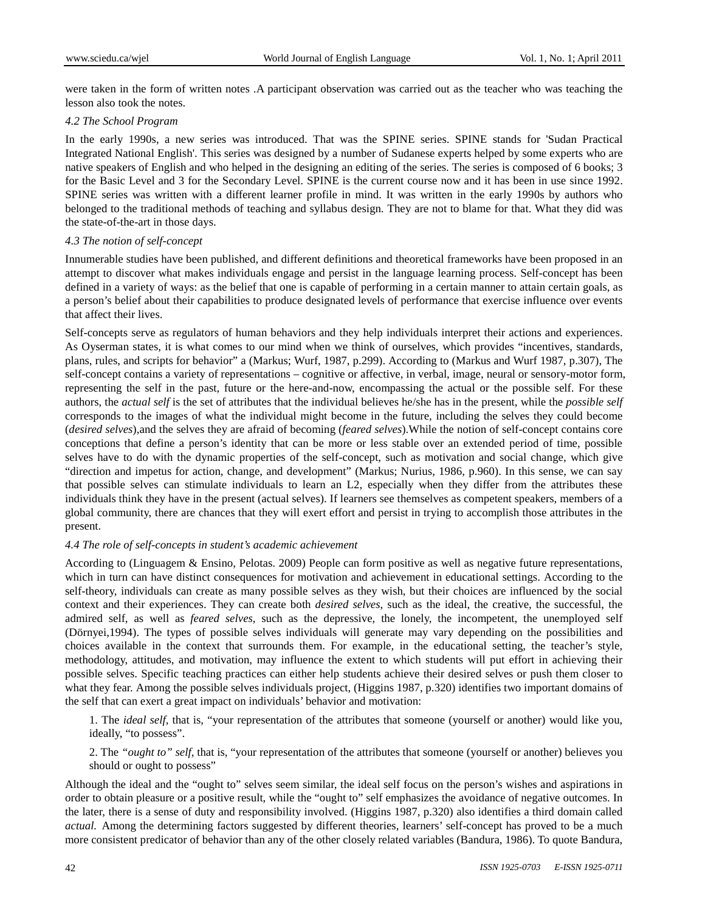were taken in the form of written notes .A participant observation was carried out as the teacher who was teaching the lesson also took the notes.

*4.2 The School Program*

In the early 1990s, a new series was introduced. That was the SPINE series. SPINE stands for 'Sudan Practical Integrated National English'. This series was designed by a number of Sudanese experts helped by some experts who are native speakers of English and who helped in the designing an editing of the series. The series is composed of 6 books; 3 for the Basic Level and 3 for the Secondary Level. SPINE is the current course now and it has been in use since 1992. SPINE series was written with a different learner profile in mind. It was written in the early 1990s by authors who belonged to the traditional methods of teaching and syllabus design. They are not to blame for that. What they did was the state-of-the-art in those days.

*4.3 The notion of self-concept*

Innumerable studies have been published, and different definitions and theoretical frameworks have been proposed in an attempt to discover what makes individuals engage and persist in the language learning process. Self-concept has been defined in a variety of ways: as the belief that one is capable of performing in a certain manner to attain certain goals, as a person's belief about their capabilities to produce designated levels of performance that exercise influence over events that affect their lives.

Self-concepts serve as regulators of human behaviors and they help individuals interpret their actions and experiences. As Oyserman states, it is what comes to our mind when we think of ourselves, which provides "incentives, standards, plans, rules, and scripts for behavior" a (Markus; Wurf, 1987, p.299). According to (Markus and Wurf 1987, p.307), The self-concept contains a variety of representations – cognitive or affective, in verbal, image, neural or sensory-motor form, representing the self in the past, future or the here-and-now, encompassing the actual or the possible self. For these authors, the *actual self* is the set of attributes that the individual believes he/she has in the present, while the *possible self* corresponds to the images of what the individual might become in the future, including the selves they could become (*desired selves*),and the selves they are afraid of becoming (*feared selves*).While the notion of self-concept contains core conceptions that define a person's identity that can be more or less stable over an extended period of time, possible selves have to do with the dynamic properties of the self-concept, such as motivation and social change, which give "direction and impetus for action, change, and development" (Markus; Nurius, 1986, p.960). In this sense, we can say that possible selves can stimulate individuals to learn an L2, especially when they differ from the attributes these individuals think they have in the present (actual selves). If learners see themselves as competent speakers, members of a global community, there are chances that they will exert effort and persist in trying to accomplish those attributes in the present.

*4.4 The role of self-concepts in student's academic achievement*

According to (Linguagem & Ensino, Pelotas. 2009) People can form positive as well as negative future representations, which in turn can have distinct consequences for motivation and achievement in educational settings. According to the self-theory, individuals can create as many possible selves as they wish, but their choices are influenced by the social context and their experiences. They can create both *desired selves*, such as the ideal, the creative, the successful, the admired self, as well as *feared selves*, such as the depressive, the lonely, the incompetent, the unemployed self (Dörnyei,1994). The types of possible selves individuals will generate may vary depending on the possibilities and choices available in the context that surrounds them. For example, in the educational setting, the teacher's style, methodology, attitudes, and motivation, may influence the extent to which students will put effort in achieving their possible selves. Specific teaching practices can either help students achieve their desired selves or push them closer to what they fear. Among the possible selves individuals project, (Higgins 1987, p.320) identifies two important domains of the self that can exert a great impact on individuals' behavior and motivation:

1. The *ideal self*, that is, "your representation of the attributes that someone (yourself or another) would like you, ideally, "to possess".

2. The *"ought to" self*, that is, "your representation of the attributes that someone (yourself or another) believes you should or ought to possess"

Although the ideal and the "ought to" selves seem similar, the ideal self focus on the person's wishes and aspirations in order to obtain pleasure or a positive result, while the "ought to" self emphasizes the avoidance of negative outcomes. In the later, there is a sense of duty and responsibility involved. (Higgins 1987, p.320) also identifies a third domain called *actual.* Among the determining factors suggested by different theories, learners' self-concept has proved to be a much more consistent predicator of behavior than any of the other closely related variables (Bandura, 1986). To quote Bandura,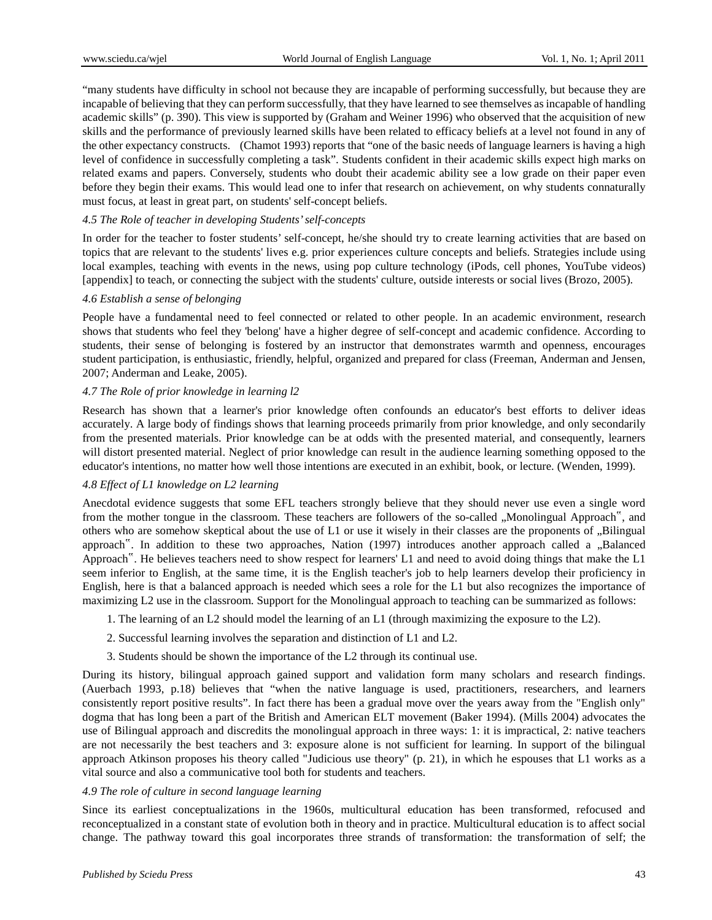"many students have difficulty in school not because they are incapable of performing successfully, but because they are incapable of believing that they can perform successfully, that they have learned to see themselves as incapable of handling academic skills" (p. 390). This view is supported by (Graham and Weiner 1996) who observed that the acquisition of new skills and the performance of previously learned skills have been related to efficacy beliefs at a level not found in any of the other expectancy constructs. (Chamot 1993) reports that "one of the basic needs of language learners is having a high level of confidence in successfully completing a task". Students confident in their academic skills expect high marks on related exams and papers. Conversely, students who doubt their academic ability see a low grade on their paper even before they begin their exams. This would lead one to infer that research on achievement, on why students connaturally must focus, at least in great part, on students' self-concept beliefs.

*4.5 The Role of teacher in developing Students' self-concepts*

In order for the teacher to foster students' self-concept, he/she should try to create learning activities that are based on topics that are relevant to the students' lives e.g. prior experiences culture concepts and beliefs. Strategies include using local examples, teaching with events in the news, using pop culture technology (iPods, cell phones, YouTube videos) [appendix] to teach, or connecting the subject with the students' culture, outside interests or social lives (Brozo, 2005).

*4.6 Establish a sense of belonging*

People have a fundamental need to feel connected or related to other people. In an academic environment, research shows that students who feel they 'belong' have a higher degree of self-concept and academic confidence. According to students, their sense of belonging is fostered by an instructor that demonstrates warmth and openness, encourages student participation, is enthusiastic, friendly, helpful, organized and prepared for class (Freeman, Anderman and Jensen, 2007; Anderman and Leake, 2005).

*4.7 The Role of prior knowledge in learning l2*

Research has shown that a learner's prior knowledge often confounds an educator's best efforts to deliver ideas accurately. A large body of findings shows that learning proceeds primarily from prior knowledge, and only secondarily from the presented materials. Prior knowledge can be at odds with the presented material, and consequently, learners will distort presented material. Neglect of prior knowledge can result in the audience learning something opposed to the educator's intentions, no matter how well those intentions are executed in an exhibit, book, or lecture. (Wenden, 1999).

*4.8 Effect of L1 knowledge on L2 learning*

Anecdotal evidence suggests that some EFL teachers strongly believe that they should never use even a single word from the mother tongue in the classroom. These teachers are followers of the so-called „Monolingual Approach‟, and others who are somehow skeptical about the use of L1 or use it wisely in their classes are the proponents of „Bilingual approach‟. In addition to these two approaches, Nation (1997) introduces another approach called a „Balanced Approach‟. He believes teachers need to show respect for learners' L1 and need to avoid doing things that make the L1 seem inferior to English, at the same time, it is the English teacher's job to help learners develop their proficiency in English, here is that a balanced approach is needed which sees a role for the L1 but also recognizes the importance of maximizing L2 use in the classroom. Support for the Monolingual approach to teaching can be summarized as follows:

1. The learning of an L2 should model the learning of an L1 (through maximizing the exposure to the L2).
2. Successful learning involves the separation and distinction of L1 and L2.
3. Students should be shown the importance of the L2 through its continual use.

During its history, bilingual approach gained support and validation form many scholars and research findings. (Auerbach 1993, p.18) believes that "when the native language is used, practitioners, researchers, and learners consistently report positive results". In fact there has been a gradual move over the years away from the "English only" dogma that has long been a part of the British and American ELT movement (Baker 1994). (Mills 2004) advocates the use of Bilingual approach and discredits the monolingual approach in three ways: 1: it is impractical, 2: native teachers are not necessarily the best teachers and 3: exposure alone is not sufficient for learning. In support of the bilingual approach Atkinson proposes his theory called "Judicious use theory" (p. 21), in which he espouses that L1 works as a vital source and also a communicative tool both for students and teachers.

*4.9 The role of culture in second language learning*

Since its earliest conceptualizations in the 1960s, multicultural education has been transformed, refocused and reconceptualized in a constant state of evolution both in theory and in practice. Multicultural education is to affect social change. The pathway toward this goal incorporates three strands of transformation: the transformation of self; the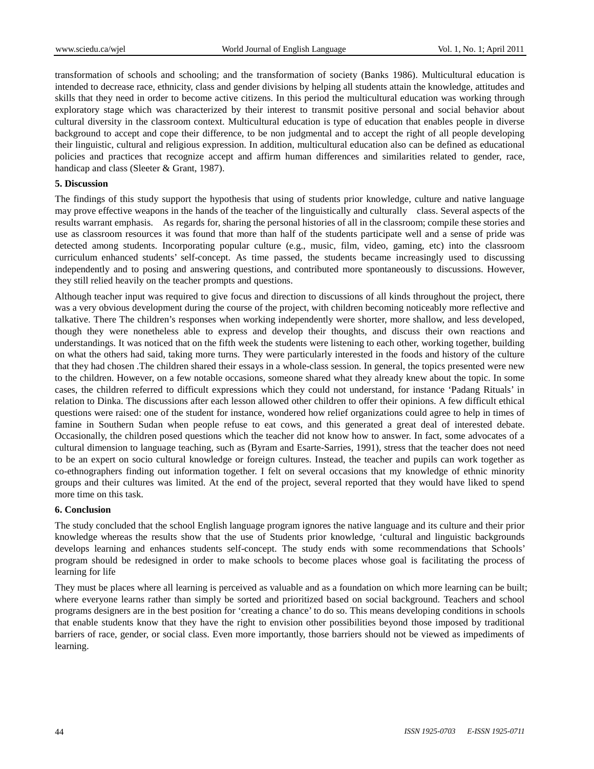transformation of schools and schooling; and the transformation of society (Banks 1986). Multicultural education is intended to decrease race, ethnicity, class and gender divisions by helping all students attain the knowledge, attitudes and skills that they need in order to become active citizens. In this period the multicultural education was working through exploratory stage which was characterized by their interest to transmit positive personal and social behavior about cultural diversity in the classroom context. Multicultural education is type of education that enables people in diverse background to accept and cope their difference, to be non judgmental and to accept the right of all people developing their linguistic, cultural and religious expression. In addition, multicultural education also can be defined as educational policies and practices that recognize accept and affirm human differences and similarities related to gender, race, handicap and class (Sleeter & Grant, 1987).

**5. Discussion**

The findings of this study support the hypothesis that using of students prior knowledge, culture and native language may prove effective weapons in the hands of the teacher of the linguistically and culturally class. Several aspects of the results warrant emphasis. As regards for, sharing the personal histories of all in the classroom; compile these stories and use as classroom resources it was found that more than half of the students participate well and a sense of pride was detected among students. Incorporating popular culture (e.g., music, film, video, gaming, etc) into the classroom curriculum enhanced students' self-concept. As time passed, the students became increasingly used to discussing independently and to posing and answering questions, and contributed more spontaneously to discussions. However, they still relied heavily on the teacher prompts and questions.

Although teacher input was required to give focus and direction to discussions of all kinds throughout the project, there was a very obvious development during the course of the project, with children becoming noticeably more reflective and talkative. There The children's responses when working independently were shorter, more shallow, and less developed, though they were nonetheless able to express and develop their thoughts, and discuss their own reactions and understandings. It was noticed that on the fifth week the students were listening to each other, working together, building on what the others had said, taking more turns. They were particularly interested in the foods and history of the culture that they had chosen .The children shared their essays in a whole-class session. In general, the topics presented were new to the children. However, on a few notable occasions, someone shared what they already knew about the topic. In some cases, the children referred to difficult expressions which they could not understand, for instance 'Padang Rituals' in relation to Dinka. The discussions after each lesson allowed other children to offer their opinions. A few difficult ethical questions were raised: one of the student for instance, wondered how relief organizations could agree to help in times of famine in Southern Sudan when people refuse to eat cows, and this generated a great deal of interested debate. Occasionally, the children posed questions which the teacher did not know how to answer. In fact, some advocates of a cultural dimension to language teaching, such as (Byram and Esarte-Sarries, 1991), stress that the teacher does not need to be an expert on socio cultural knowledge or foreign cultures. Instead, the teacher and pupils can work together as co-ethnographers finding out information together. I felt on several occasions that my knowledge of ethnic minority groups and their cultures was limited. At the end of the project, several reported that they would have liked to spend more time on this task.

**6. Conclusion**

The study concluded that the school English language program ignores the native language and its culture and their prior knowledge whereas the results show that the use of Students prior knowledge, 'cultural and linguistic backgrounds develops learning and enhances students self-concept. The study ends with some recommendations that Schools' program should be redesigned in order to make schools to become places whose goal is facilitating the process of learning for life

They must be places where all learning is perceived as valuable and as a foundation on which more learning can be built; where everyone learns rather than simply be sorted and prioritized based on social background. Teachers and school programs designers are in the best position for 'creating a chance' to do so. This means developing conditions in schools that enable students know that they have the right to envision other possibilities beyond those imposed by traditional barriers of race, gender, or social class. Even more importantly, those barriers should not be viewed as impediments of learning.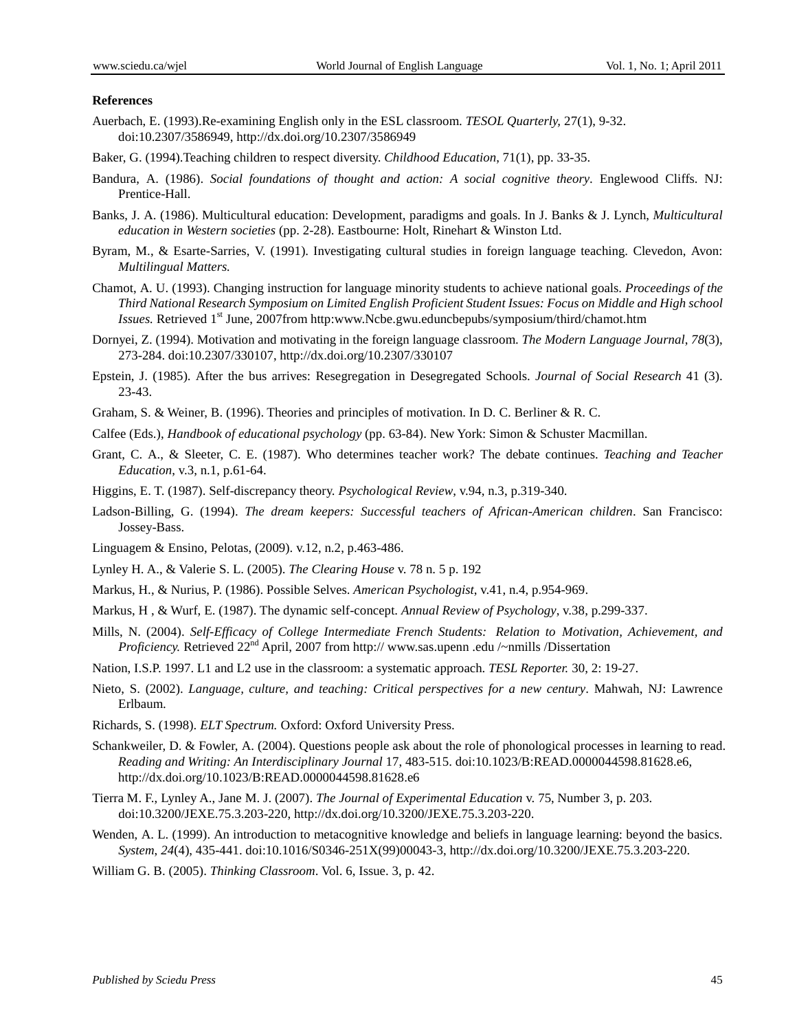**References**

Auerbach, E. (1993).Re-examining English only in the ESL classroom. *TESOL Quarterly,* 27(1), 9-32. doi:10.2307/3586949, http://dx.doi.org/10.2307/3586949

Baker, G. (1994).Teaching children to respect diversity. *Childhood Education*, 71(1), pp. 33-35.

Bandura, A. (1986). *Social foundations of thought and action: A social cognitive theory*. Englewood Cliffs. NJ: Prentice-Hall.

Banks, J. A. (1986). Multicultural education: Development, paradigms and goals. In J. Banks & J. Lynch, *Multicultural education in Western societies* (pp. 2-28). Eastbourne: Holt, Rinehart & Winston Ltd.

Byram, M., & Esarte-Sarries, V. (1991). Investigating cultural studies in foreign language teaching. Clevedon, Avon: *Multilingual Matters.*

Chamot, A. U. (1993). Changing instruction for language minority students to achieve national goals. *Proceedings of the Third National Research Symposium on Limited English Proficient Student Issues: Focus on Middle and High school Issues.* Retrieved 1st June, 2007from http:www.Ncbe.gwu.eduncbepubs/symposium/third/chamot.htm

Dornyei, Z. (1994). Motivation and motivating in the foreign language classroom. *The Modern Language Journal*, *78*(3), 273-284. doi:10.2307/330107, http://dx.doi.org/10.2307/330107

Epstein, J. (1985). After the bus arrives: Resegregation in Desegregated Schools. *Journal of Social Research* 41 (3). 23-43.

Graham, S. & Weiner, B. (1996). Theories and principles of motivation. In D. C. Berliner & R. C.

Calfee (Eds.), *Handbook of educational psychology* (pp. 63-84). New York: Simon & Schuster Macmillan.

Grant, C. A., & Sleeter, C. E. (1987). Who determines teacher work? The debate continues. *Teaching and Teacher Education*, v.3, n.1, p.61-64.

Higgins, E. T. (1987). Self-discrepancy theory. *Psychological Review*, v.94, n.3, p.319-340.

Ladson-Billing, G. (1994). *The dream keepers: Successful teachers of African-American children*. San Francisco: Jossey-Bass.

Linguagem & Ensino, Pelotas, (2009). v.12, n.2, p.463-486.

Lynley H. A., & Valerie S. L. (2005). *The Clearing House* v. 78 n. 5 p. 192

Markus, H., & Nurius, P. (1986). Possible Selves. *American Psychologist*, v.41, n.4, p.954-969.

Markus, H , & Wurf, E. (1987). The dynamic self-concept. *Annual Review of Psychology*, v.38, p.299-337.

Mills, N. (2004). *Self-Efficacy of College Intermediate French Students: Relation to Motivation, Achievement, and Proficiency.* Retrieved 22nd April, 2007 from http:// www.sas.upenn .edu /~nmills /Dissertation

Nation, I.S.P. 1997. L1 and L2 use in the classroom: a systematic approach. *TESL Reporter.* 30, 2: 19-27.

Nieto, S. (2002). *Language, culture, and teaching: Critical perspectives for a new century*. Mahwah, NJ: Lawrence Erlbaum.

Richards, S. (1998). *ELT Spectrum.* Oxford: Oxford University Press.

Schankweiler, D. & Fowler, A. (2004). Questions people ask about the role of phonological processes in learning to read. *Reading and Writing: An Interdisciplinary Journal* 17, 483-515. doi:10.1023/B:READ.0000044598.81628.e6, http://dx.doi.org/10.1023/B:READ.0000044598.81628.e6

Tierra M. F., Lynley A., Jane M. J. (2007). *The Journal of Experimental Education* v. 75, Number 3, p. 203. doi:10.3200/JEXE.75.3.203-220, http://dx.doi.org/10.3200/JEXE.75.3.203-220.

Wenden, A. L. (1999). An introduction to metacognitive knowledge and beliefs in language learning: beyond the basics. *System*, *24*(4), 435-441. doi:10.1016/S0346-251X(99)00043-3, http://dx.doi.org/10.3200/JEXE.75.3.203-220.

William G. B. (2005). *Thinking Classroom*. Vol. 6, Issue. 3, p. 42.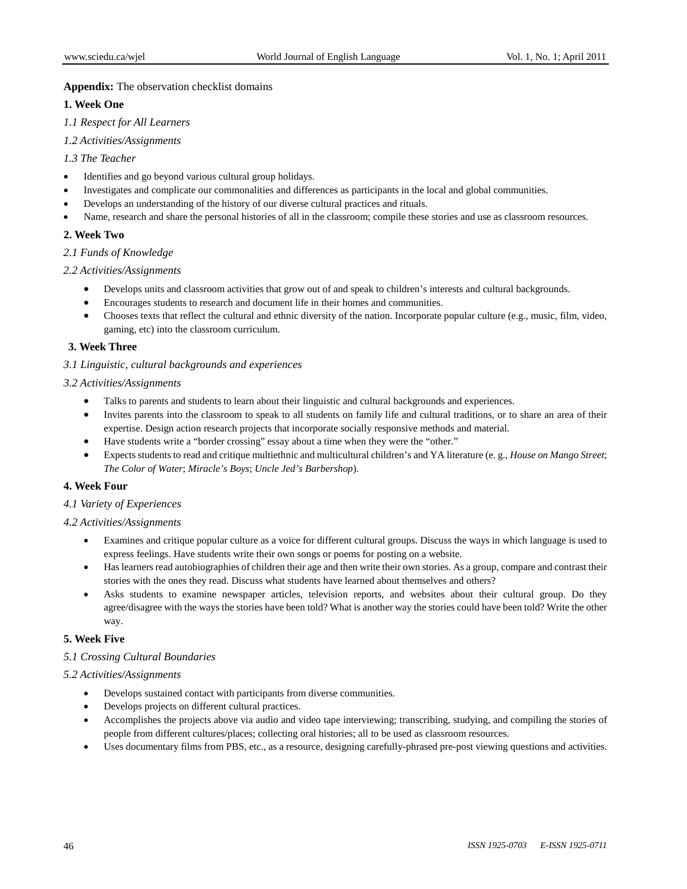**Appendix:** The observation checklist domains

**1. Week One**

*1.1 Respect for All Learners*

*1.2 Activities/Assignments*

*1.3 The Teacher*

- Identifies and go beyond various cultural group holidays.
- Investigates and complicate our commonalities and differences as participants in the local and global communities.
- Develops an understanding of the history of our diverse cultural practices and rituals.
- Name, research and share the personal histories of all in the classroom; compile these stories and use as classroom resources.

**2. Week Two**

*2.1 Funds of Knowledge*

*2.2 Activities/Assignments*

- Develops units and classroom activities that grow out of and speak to children's interests and cultural backgrounds.
- Encourages students to research and document life in their homes and communities.
- Chooses texts that reflect the cultural and ethnic diversity of the nation. Incorporate popular culture (e.g., music, film, video, gaming, etc) into the classroom curriculum.

**3. Week Three**

*3.1 Linguistic, cultural backgrounds and experiences*

*3.2 Activities/Assignments*

- Talks to parents and students to learn about their linguistic and cultural backgrounds and experiences.
- Invites parents into the classroom to speak to all students on family life and cultural traditions, or to share an area of their expertise. Design action research projects that incorporate socially responsive methods and material.
- Have students write a "border crossing" essay about a time when they were the "other."
- Expects students to read and critique multiethnic and multicultural children's and YA literature (e. g., *House on Mango Street*; *The Color of Water*; *Miracle's Boys*; *Uncle Jed's Barbershop*).

**4. Week Four**

*4.1 Variety of Experiences*

*4.2 Activities/Assignments*

- Examines and critique popular culture as a voice for different cultural groups. Discuss the ways in which language is used to express feelings. Have students write their own songs or poems for posting on a website.
- Has learners read autobiographies of children their age and then write their own stories. As a group, compare and contrast their stories with the ones they read. Discuss what students have learned about themselves and others?
- Asks students to examine newspaper articles, television reports, and websites about their cultural group. Do they agree/disagree with the ways the stories have been told? What is another way the stories could have been told? Write the other way.

**5. Week Five**

*5.1 Crossing Cultural Boundaries*

*5.2 Activities/Assignments*

- Develops sustained contact with participants from diverse communities.
- Develops projects on different cultural practices.
- Accomplishes the projects above via audio and video tape interviewing; transcribing, studying, and compiling the stories of people from different cultures/places; collecting oral histories; all to be used as classroom resources.
- Uses documentary films from PBS, etc., as a resource, designing carefully-phrased pre-post viewing questions and activities.